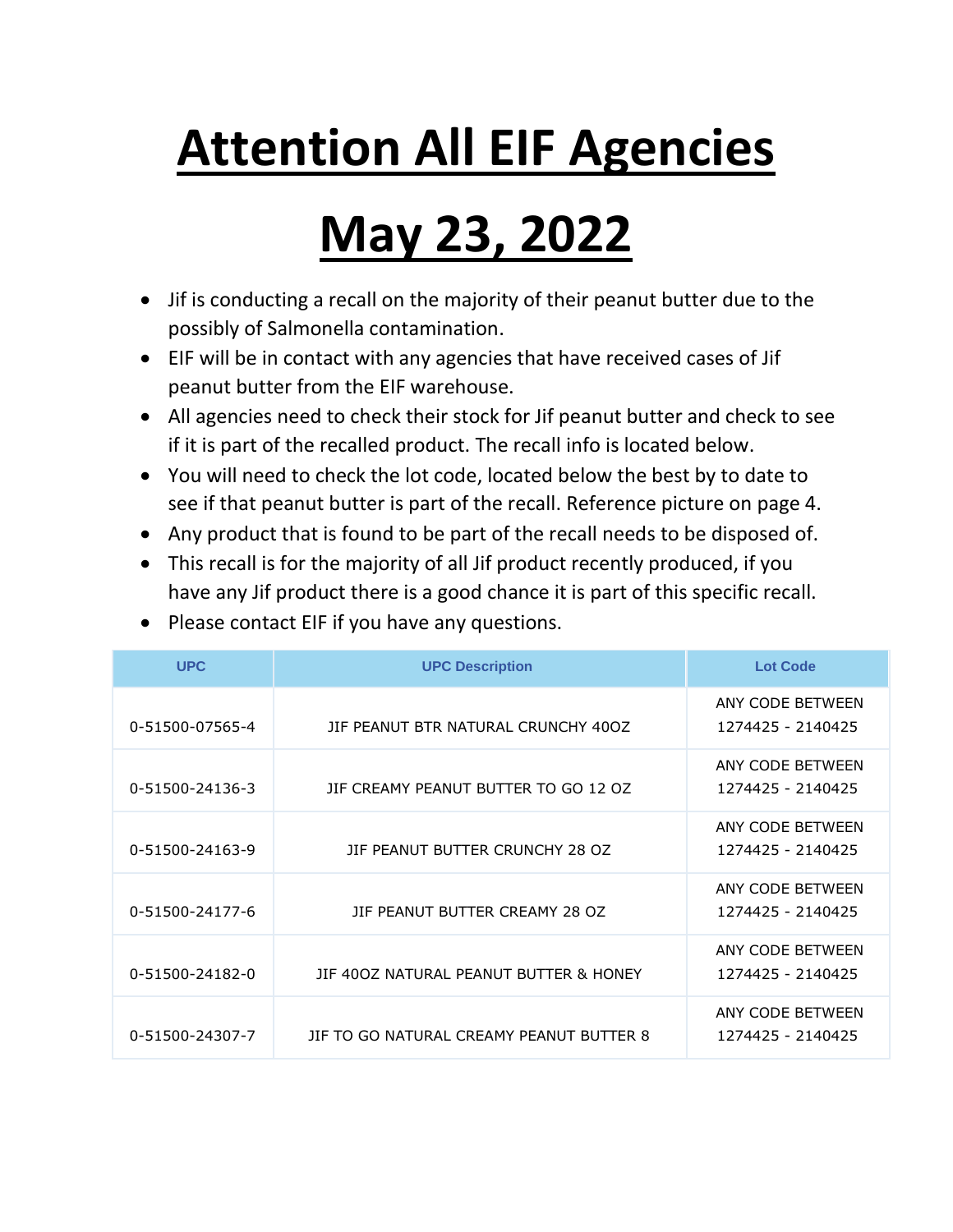# Attention All EIF Agencies

# May 23, 2022

- Jif is conducting a recall on the majority of their peanut butter due to the possibly of Salmonella contamination.
- EIF will be in contact with any agencies that have received cases of Jif peanut butter from the EIF warehouse.
- All agencies need to check their stock for Jif peanut butter and check to see if it is part of the recalled product. The recall info is located below.
- You will need to check the lot code, located below the best by to date to see if that peanut butter is part of the recall. Reference picture on page 4.
- Any product that is found to be part of the recall needs to be disposed of.
- This recall is for the majority of all Jif product recently produced, if you have any Jif product there is a good chance it is part of this specific recall.
- Please contact EIF if you have any questions.

| UPC | UPC Description | Lot Code |
|---|---|---|
| 0-51500-07565-4 | JIF PEANUT BTR NATURAL CRUNCHY 40OZ | ANY CODE BETWEEN 1274425 - 2140425 |
| 0-51500-24136-3 | JIF CREAMY PEANUT BUTTER TO GO 12 OZ | ANY CODE BETWEEN 1274425 - 2140425 |
| 0-51500-24163-9 | JIF PEANUT BUTTER CRUNCHY 28 OZ | ANY CODE BETWEEN 1274425 - 2140425 |
| 0-51500-24177-6 | JIF PEANUT BUTTER CREAMY 28 OZ | ANY CODE BETWEEN 1274425 - 2140425 |
| 0-51500-24182-0 | JIF 40OZ NATURAL PEANUT BUTTER & HONEY | ANY CODE BETWEEN 1274425 - 2140425 |
| 0-51500-24307-7 | JIF TO GO NATURAL CREAMY PEANUT BUTTER 8 | ANY CODE BETWEEN 1274425 - 2140425 |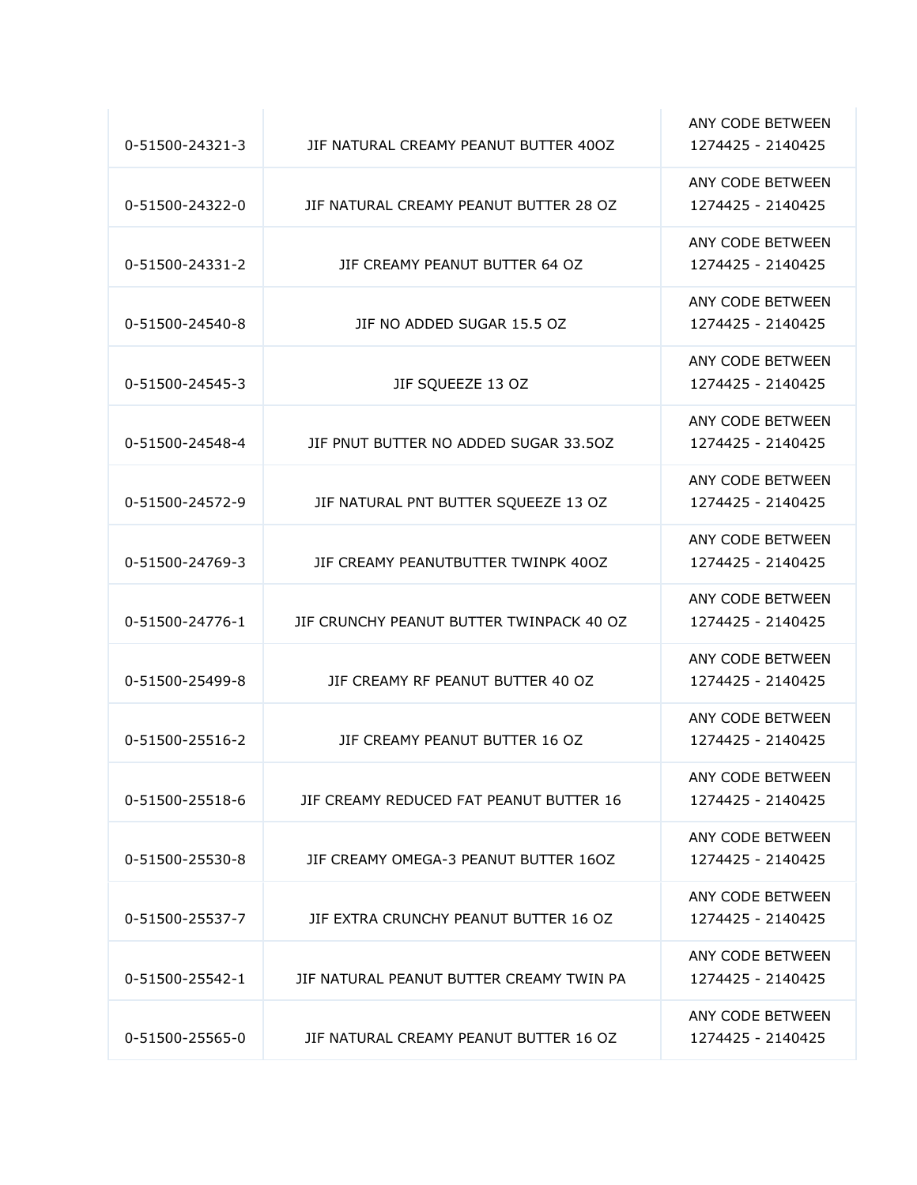| | | |
|---|---|---|
| 0-51500-24321-3 | JIF NATURAL CREAMY PEANUT BUTTER 40OZ | ANY CODE BETWEEN 1274425 - 2140425 |
| 0-51500-24322-0 | JIF NATURAL CREAMY PEANUT BUTTER 28 OZ | ANY CODE BETWEEN 1274425 - 2140425 |
| 0-51500-24331-2 | JIF CREAMY PEANUT BUTTER 64 OZ | ANY CODE BETWEEN 1274425 - 2140425 |
| 0-51500-24540-8 | JIF NO ADDED SUGAR 15.5 OZ | ANY CODE BETWEEN 1274425 - 2140425 |
| 0-51500-24545-3 | JIF SQUEEZE 13 OZ | ANY CODE BETWEEN 1274425 - 2140425 |
| 0-51500-24548-4 | JIF PNUT BUTTER NO ADDED SUGAR 33.5OZ | ANY CODE BETWEEN 1274425 - 2140425 |
| 0-51500-24572-9 | JIF NATURAL PNT BUTTER SQUEEZE 13 OZ | ANY CODE BETWEEN 1274425 - 2140425 |
| 0-51500-24769-3 | JIF CREAMY PEANUTBUTTER TWINPK 40OZ | ANY CODE BETWEEN 1274425 - 2140425 |
| 0-51500-24776-1 | JIF CRUNCHY PEANUT BUTTER TWINPACK 40 OZ | ANY CODE BETWEEN 1274425 - 2140425 |
| 0-51500-25499-8 | JIF CREAMY RF PEANUT BUTTER 40 OZ | ANY CODE BETWEEN 1274425 - 2140425 |
| 0-51500-25516-2 | JIF CREAMY PEANUT BUTTER 16 OZ | ANY CODE BETWEEN 1274425 - 2140425 |
| 0-51500-25518-6 | JIF CREAMY REDUCED FAT PEANUT BUTTER 16 | ANY CODE BETWEEN 1274425 - 2140425 |
| 0-51500-25530-8 | JIF CREAMY OMEGA-3 PEANUT BUTTER 16OZ | ANY CODE BETWEEN 1274425 - 2140425 |
| 0-51500-25537-7 | JIF EXTRA CRUNCHY PEANUT BUTTER 16 OZ | ANY CODE BETWEEN 1274425 - 2140425 |
| 0-51500-25542-1 | JIF NATURAL PEANUT BUTTER CREAMY TWIN PA | ANY CODE BETWEEN 1274425 - 2140425 |
| 0-51500-25565-0 | JIF NATURAL CREAMY PEANUT BUTTER 16 OZ | ANY CODE BETWEEN 1274425 - 2140425 |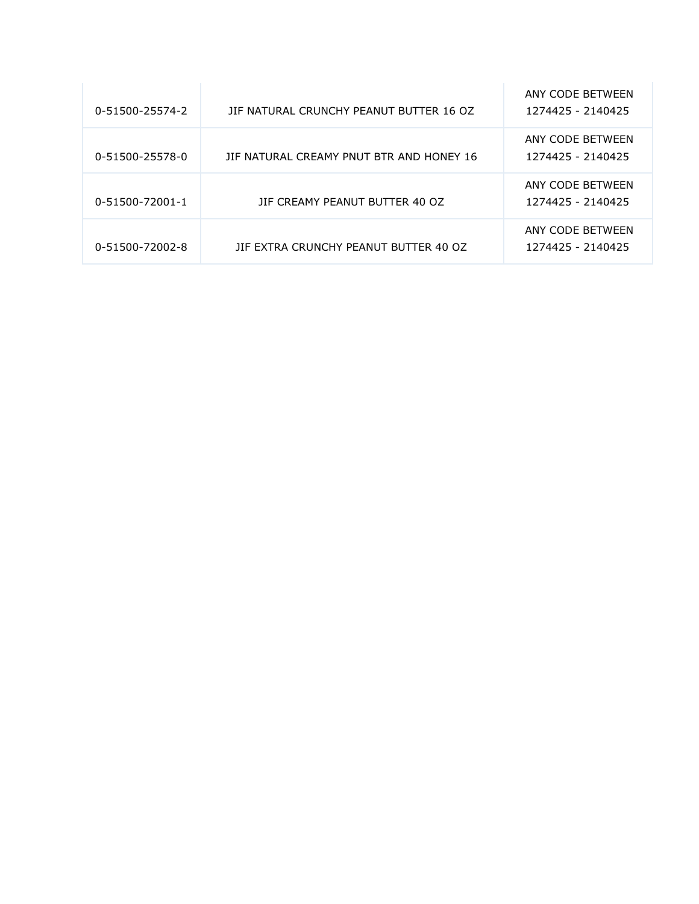| | | |
|---|---|---|
| 0-51500-25574-2 | JIF NATURAL CRUNCHY PEANUT BUTTER 16 OZ | ANY CODE BETWEEN 1274425 - 2140425 |
| 0-51500-25578-0 | JIF NATURAL CREAMY PNUT BTR AND HONEY 16 | ANY CODE BETWEEN 1274425 - 2140425 |
| 0-51500-72001-1 | JIF CREAMY PEANUT BUTTER 40 OZ | ANY CODE BETWEEN 1274425 - 2140425 |
| 0-51500-72002-8 | JIF EXTRA CRUNCHY PEANUT BUTTER 40 OZ | ANY CODE BETWEEN 1274425 - 2140425 |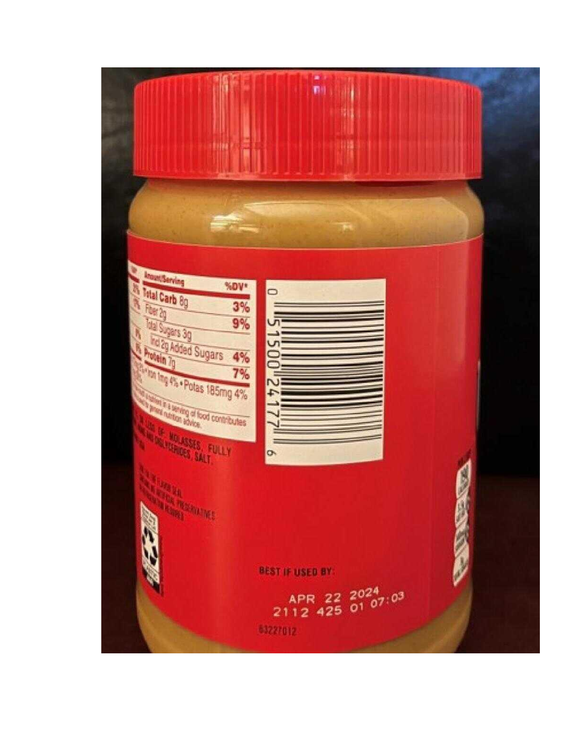| Amount/Serving | %DV* |
| --- | --- |
| **Total Carb** 8g | 3% |
| Fiber 2g | 9% |
| Total Sugars 3g | |
| Incl 2g Added Sugars | 4% |
| **Protein** 7g | 7% |

Iron 1mg 4% • Potas 185mg 4%

...nutrient in a serving of food contributes ... for general nutrition advice.

...LESS OF: MOLASSES, FULLY ... MONO AND DIGLYCERIDES, SALT.

0 51500 24177 6

BEST IF USED BY:

APR 22 2024
2112 425 01 07:03

63227012